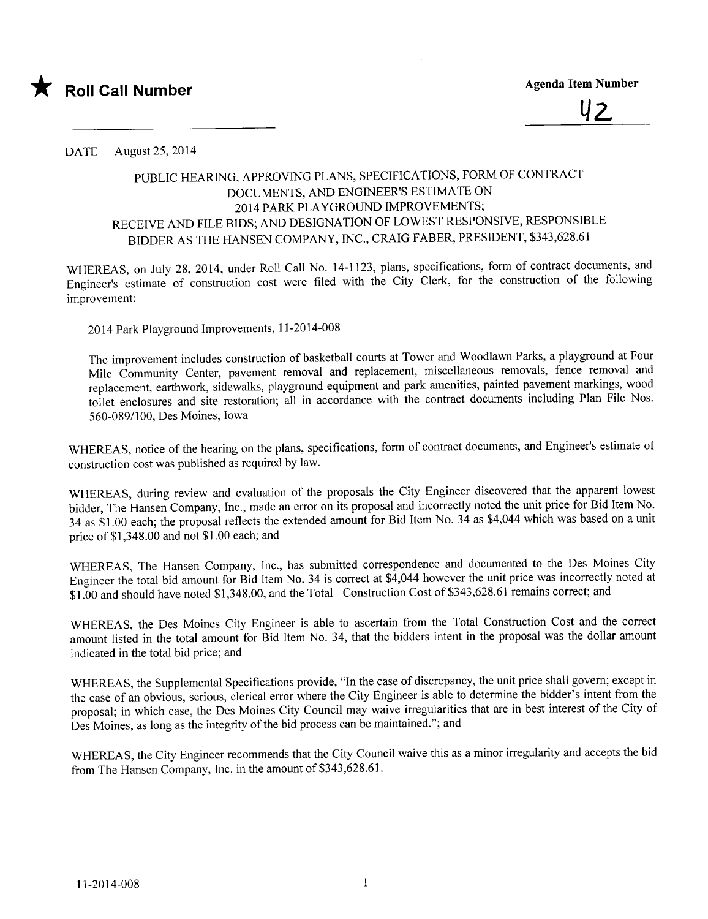★ **Roll Call Number**

**Agenda Item Number**

42

DATE August 25, 2014

PUBLIC HEARING, APPROVING PLANS, SPECIFICATIONS, FORM OF CONTRACT DOCUMENTS, AND ENGINEER'S ESTIMATE ON 2014 PARK PLAYGROUND IMPROVEMENTS; RECEIVE AND FILE BIDS; AND DESIGNATION OF LOWEST RESPONSIVE, RESPONSIBLE BIDDER AS THE HANSEN COMPANY, INC., CRAIG FABER, PRESIDENT, $343,628.61

WHEREAS, on July 28, 2014, under Roll Call No. 14-1123, plans, specifications, form of contract documents, and Engineer's estimate of construction cost were filed with the City Clerk, for the construction of the following improvement:

2014 Park Playground Improvements, 11-2014-008

The improvement includes construction of basketball courts at Tower and Woodlawn Parks, a playground at Four Mile Community Center, pavement removal and replacement, miscellaneous removals, fence removal and replacement, earthwork, sidewalks, playground equipment and park amenities, painted pavement markings, wood toilet enclosures and site restoration; all in accordance with the contract documents including Plan File Nos. 560-089/100, Des Moines, Iowa

WHEREAS, notice of the hearing on the plans, specifications, form of contract documents, and Engineer's estimate of construction cost was published as required by law.

WHEREAS, during review and evaluation of the proposals the City Engineer discovered that the apparent lowest bidder, The Hansen Company, Inc., made an error on its proposal and incorrectly noted the unit price for Bid Item No. 34 as $1.00 each; the proposal reflects the extended amount for Bid Item No. 34 as $4,044 which was based on a unit price of $1,348.00 and not $1.00 each; and

WHEREAS, The Hansen Company, Inc., has submitted correspondence and documented to the Des Moines City Engineer the total bid amount for Bid Item No. 34 is correct at $4,044 however the unit price was incorrectly noted at $1.00 and should have noted $1,348.00, and the Total Construction Cost of $343,628.61 remains correct; and

WHEREAS, the Des Moines City Engineer is able to ascertain from the Total Construction Cost and the correct amount listed in the total amount for Bid Item No. 34, that the bidders intent in the proposal was the dollar amount indicated in the total bid price; and

WHEREAS, the Supplemental Specifications provide, "In the case of discrepancy, the unit price shall govern; except in the case of an obvious, serious, clerical error where the City Engineer is able to determine the bidder's intent from the proposal; in which case, the Des Moines City Council may waive irregularities that are in best interest of the City of Des Moines, as long as the integrity of the bid process can be maintained."; and

WHEREAS, the City Engineer recommends that the City Council waive this as a minor irregularity and accepts the bid from The Hansen Company, Inc. in the amount of $343,628.61.

11-2014-008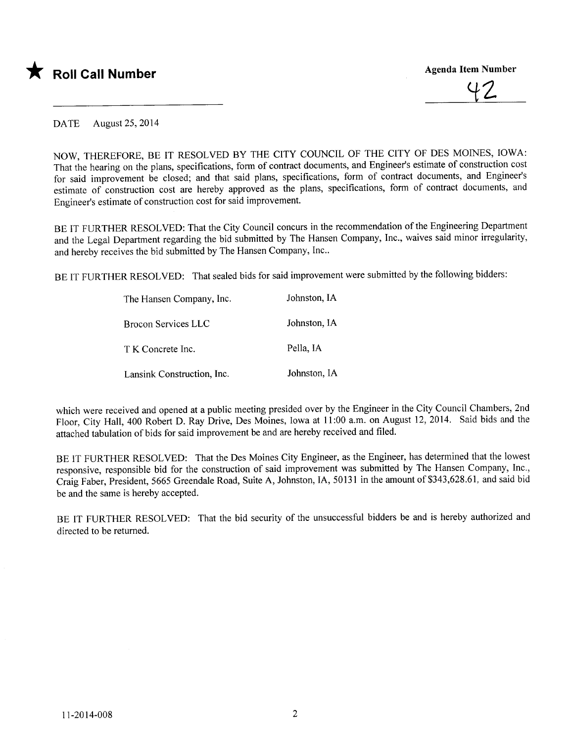★ **Roll Call Number**

**Agenda Item Number**

42

DATE August 25, 2014

NOW, THEREFORE, BE IT RESOLVED BY THE CITY COUNCIL OF THE CITY OF DES MOINES, IOWA: That the hearing on the plans, specifications, form of contract documents, and Engineer's estimate of construction cost for said improvement be closed; and that said plans, specifications, form of contract documents, and Engineer's estimate of construction cost are hereby approved as the plans, specifications, form of contract documents, and Engineer's estimate of construction cost for said improvement.

BE IT FURTHER RESOLVED: That the City Council concurs in the recommendation of the Engineering Department and the Legal Department regarding the bid submitted by The Hansen Company, Inc., waives said minor irregularity, and hereby receives the bid submitted by The Hansen Company, Inc..

BE IT FURTHER RESOLVED: That sealed bids for said improvement were submitted by the following bidders:

| | |
|---|---|
| The Hansen Company, Inc. | Johnston, IA |
| Brocon Services LLC | Johnston, IA |
| T K Concrete Inc. | Pella, IA |
| Lansink Construction, Inc. | Johnston, IA |

which were received and opened at a public meeting presided over by the Engineer in the City Council Chambers, 2nd Floor, City Hall, 400 Robert D. Ray Drive, Des Moines, Iowa at 11:00 a.m. on August 12, 2014. Said bids and the attached tabulation of bids for said improvement be and are hereby received and filed.

BE IT FURTHER RESOLVED: That the Des Moines City Engineer, as the Engineer, has determined that the lowest responsive, responsible bid for the construction of said improvement was submitted by The Hansen Company, Inc., Craig Faber, President, 5665 Greendale Road, Suite A, Johnston, IA, 50131 in the amount of $343,628.61, and said bid be and the same is hereby accepted.

BE IT FURTHER RESOLVED: That the bid security of the unsuccessful bidders be and is hereby authorized and directed to be returned.

11-2014-008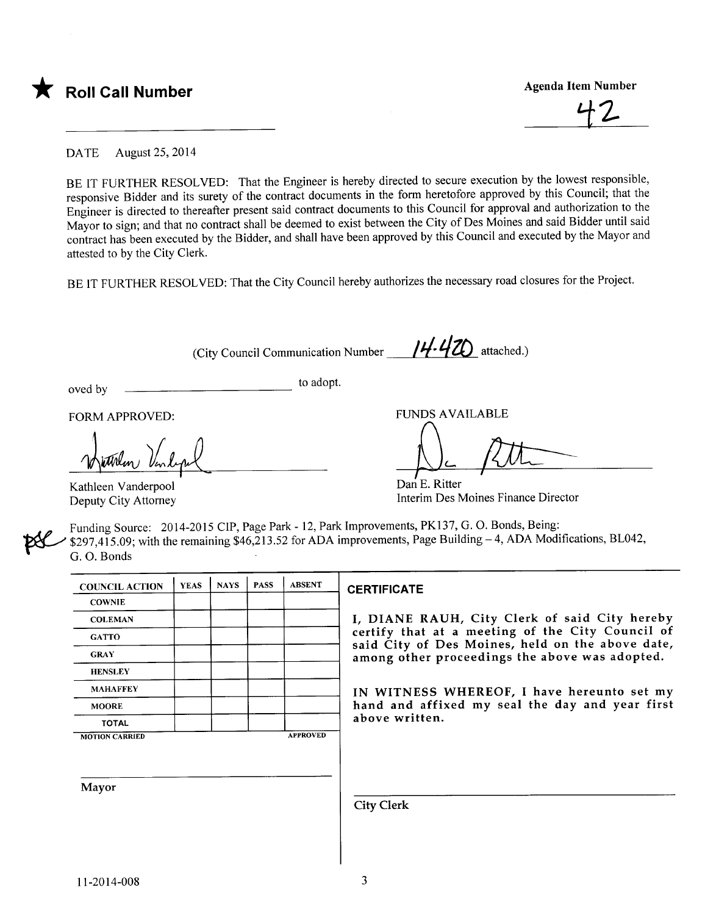★ **Roll Call Number**

**Agenda Item Number**

42

DATE August 25, 2014

BE IT FURTHER RESOLVED: That the Engineer is hereby directed to secure execution by the lowest responsible, responsive Bidder and its surety of the contract documents in the form heretofore approved by this Council; that the Engineer is directed to thereafter present said contract documents to this Council for approval and authorization to the Mayor to sign; and that no contract shall be deemed to exist between the City of Des Moines and said Bidder until said contract has been executed by the Bidder, and shall have been approved by this Council and executed by the Mayor and attested to by the City Clerk.

BE IT FURTHER RESOLVED: That the City Council hereby authorizes the necessary road closures for the Project.

(City Council Communication Number 14-420 attached.)

oved by _________________________ to adopt.

FORM APPROVED:

Kathleen Vanderpool
Deputy City Attorney

FUNDS AVAILABLE

Dan E. Ritter
Interim Des Moines Finance Director

Funding Source: 2014-2015 CIP, Page Park - 12, Park Improvements, PK137, G. O. Bonds, Being: $297,415.09; with the remaining $46,213.52 for ADA improvements, Page Building – 4, ADA Modifications, BL042, G. O. Bonds

| COUNCIL ACTION | YEAS | NAYS | PASS | ABSENT |
|---|---|---|---|---|
| COWNIE | | | | |
| COLEMAN | | | | |
| GATTO | | | | |
| GRAY | | | | |
| HENSLEY | | | | |
| MAHAFFEY | | | | |
| MOORE | | | | |
| TOTAL | | | | |
| MOTION CARRIED | | | | APPROVED |

Mayor

**CERTIFICATE**

I, DIANE RAUH, City Clerk of said City hereby certify that at a meeting of the City Council of said City of Des Moines, held on the above date, among other proceedings the above was adopted.

IN WITNESS WHEREOF, I have hereunto set my hand and affixed my seal the day and year first above written.

City Clerk

11-2014-008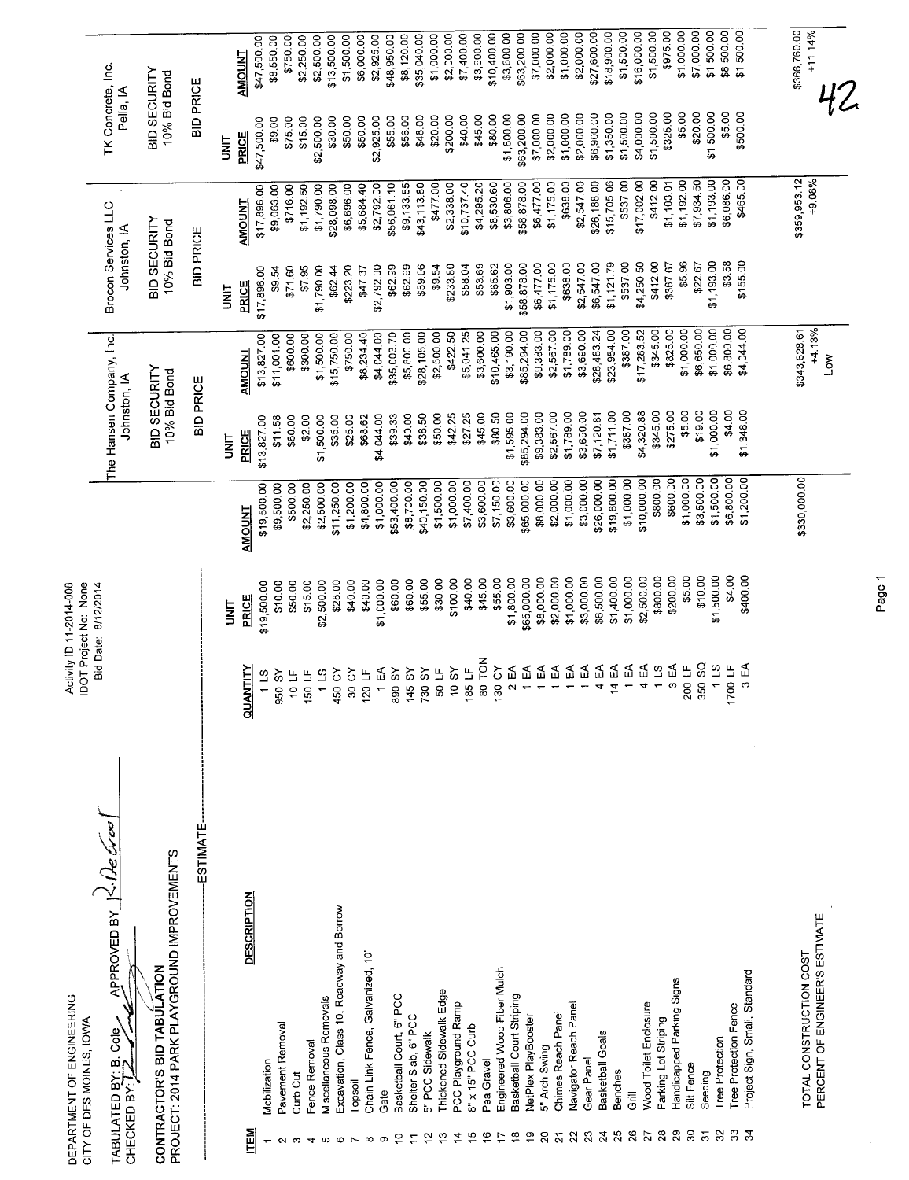DEPARTMENT OF ENGINEERING
CITY OF DES MOINES, IOWA

Activity ID 11-2014-008
IDOT Project No: None
Bid Date: 8/12/2014

TABULATED BY: B. Cole APPROVED BY: R. DeGroot
CHECKED BY:

**CONTRACTOR'S BID TABULATION**
**PROJECT: 2014 PARK PLAYGROUND IMPROVEMENTS**

| ITEM | DESCRIPTION | QUANTITY | ESTIMATE UNIT PRICE | ESTIMATE AMOUNT | The Hansen Company, Inc. Johnston, IA BID SECURITY 10% Bid Bond UNIT PRICE | AMOUNT | Brocon Services LLC Johnston, IA BID SECURITY 10% Bid Bond UNIT PRICE | AMOUNT | TK Concrete, Inc. Pella, IA BID SECURITY 10% Bid Bond UNIT PRICE | AMOUNT |
|---|---|---|---|---|---|---|---|---|---|---|
| 1 | Mobilization | 1 LS | $19,500.00 | $19,500.00 | $13,827.00 | $13,827.00 | $17,896.00 | $17,896.00 | $47,500.00 | $47,500.00 |
| 2 | Pavement Removal | 950 SY | $10.00 | $9,500.00 | $11.58 | $11,001.00 | $9.54 | $9,063.00 | $9.00 | $8,550.00 |
| 3 | Curb Cut | 10 LF | $50.00 | $500.00 | $60.00 | $600.00 | $71.60 | $716.00 | $75.00 | $750.00 |
| 4 | Fence Removal | 150 LF | $15.00 | $2,250.00 | $2.00 | $300.00 | $7.95 | $1,192.50 | $15.00 | $2,250.00 |
| 5 | Miscellaneous Removals | 1 LS | $2,500.00 | $2,500.00 | $1,500.00 | $1,500.00 | $1,790.00 | $1,790.00 | $2,500.00 | $2,500.00 |
| 6 | Excavation, Class 10, Roadway and Borrow | 450 CY | $25.00 | $11,250.00 | $35.00 | $15,750.00 | $62.44 | $28,098.00 | $30.00 | $13,500.00 |
| 7 | Topsoil | 30 CY | $40.00 | $1,200.00 | $25.00 | $750.00 | $223.20 | $6,696.00 | $50.00 | $1,500.00 |
| 8 | Chain Link Fence, Galvanized, 10' | 120 LF | $40.00 | $4,800.00 | $68.62 | $8,234.40 | $47.37 | $5,684.40 | $50.00 | $6,000.00 |
| 9 | Gate | 1 EA | $1,000.00 | $1,000.00 | $4,044.00 | $4,044.00 | $2,792.00 | $2,792.00 | $2,925.00 | $2,925.00 |
| 10 | Basketball Court, 6" PCC | 890 SY | $60.00 | $53,400.00 | $39.33 | $35,003.70 | $62.99 | $56,061.10 | $55.00 | $48,950.00 |
| 11 | Shelter Slab, 6" PCC | 145 SY | $60.00 | $8,700.00 | $40.00 | $5,800.00 | $62.99 | $9,133.55 | $56.00 | $8,120.00 |
| 12 | 5" PCC Sidewalk | 730 SY | $55.00 | $40,150.00 | $38.50 | $28,105.00 | $59.06 | $43,113.80 | $48.00 | $35,040.00 |
| 13 | Thickened Sidewalk Edge | 50 LF | $30.00 | $1,500.00 | $50.00 | $2,500.00 | $9.54 | $477.00 | $20.00 | $1,000.00 |
| 14 | PCC Playground Ramp | 10 SY | $100.00 | $1,000.00 | $42.25 | $422.50 | $233.80 | $2,338.00 | $200.00 | $2,000.00 |
| 15 | 8" x 15" PCC Curb | 185 LF | $40.00 | $7,400.00 | $27.25 | $5,041.25 | $58.04 | $10,737.40 | $40.00 | $7,400.00 |
| 16 | Pea Gravel | 80 TON | $45.00 | $3,600.00 | $45.00 | $3,600.00 | $53.69 | $4,295.20 | $45.00 | $3,600.00 |
| 17 | Engineered Wood Fiber Mulch | 130 CY | $55.00 | $7,150.00 | $80.50 | $10,465.00 | $65.62 | $8,530.60 | $80.00 | $10,400.00 |
| 18 | Basketball Court Striping | 2 EA | $1,800.00 | $3,600.00 | $1,595.00 | $3,190.00 | $1,903.00 | $3,806.00 | $1,800.00 | $3,600.00 |
| 19 | NetPlex PlayBooster | 1 EA | $65,000.00 | $65,000.00 | $85,294.00 | $85,294.00 | $58,878.00 | $58,878.00 | $63,200.00 | $63,200.00 |
| 20 | 5" Arch Swing | 1 EA | $8,000.00 | $8,000.00 | $9,383.00 | $9,383.00 | $6,477.00 | $6,477.00 | $7,000.00 | $7,000.00 |
| 21 | Chimes Reach Panel | 1 EA | $2,000.00 | $2,000.00 | $2,567.00 | $2,567.00 | $1,175.00 | $1,175.00 | $2,000.00 | $2,000.00 |
| 22 | Navigator Reach Panel | 1 EA | $1,000.00 | $1,000.00 | $1,789.00 | $1,789.00 | $638.00 | $638.00 | $1,000.00 | $1,000.00 |
| 23 | Gear Panel | 1 EA | $3,000.00 | $3,000.00 | $3,690.00 | $3,690.00 | $2,547.00 | $2,547.00 | $2,000.00 | $2,000.00 |
| 24 | Basketball Goals | 4 EA | $6,500.00 | $26,000.00 | $7,120.81 | $28,483.24 | $6,547.00 | $26,188.00 | $6,900.00 | $27,600.00 |
| 25 | Benches | 14 EA | $1,400.00 | $19,600.00 | $1,711.00 | $23,954.00 | $1,121.79 | $15,705.06 | $1,350.00 | $18,900.00 |
| 26 | Grill | 1 EA | $1,000.00 | $1,000.00 | $387.00 | $387.00 | $537.00 | $537.00 | $1,500.00 | $1,500.00 |
| 27 | Wood Toilet Enclosure | 4 EA | $2,500.00 | $10,000.00 | $4,320.88 | $17,283.52 | $4,250.50 | $17,002.00 | $4,000.00 | $16,000.00 |
| 28 | Parking Lot Striping | 1 LS | $800.00 | $800.00 | $345.00 | $345.00 | $412.00 | $412.00 | $1,500.00 | $1,500.00 |
| 29 | Handicapped Parking Signs | 3 EA | $200.00 | $600.00 | $275.00 | $825.00 | $367.67 | $1,103.01 | $325.00 | $975.00 |
| 30 | Silt Fence | 200 LF | $5.00 | $1,000.00 | $5.00 | $1,000.00 | $5.96 | $1,192.00 | $5.00 | $1,000.00 |
| 31 | Seeding | 350 SQ | $10.00 | $3,500.00 | $19.00 | $6,650.00 | $22.67 | $7,934.50 | $20.00 | $7,000.00 |
| 32 | Tree Protection | 1 LS | $1,500.00 | $1,500.00 | $1,000.00 | $1,000.00 | $1,193.00 | $1,193.00 | $1,500.00 | $1,500.00 |
| 33 | Tree Protection Fence | 1700 LF | $4.00 | $6,800.00 | $4.00 | $6,800.00 | $3.58 | $6,086.00 | $5.00 | $8,500.00 |
| 34 | Project Sign, Small, Standard | 3 EA | $400.00 | $1,200.00 | $1,348.00 | $4,044.00 | $155.00 | $465.00 | $500.00 | $1,500.00 |
| | TOTAL CONSTRUCTION COST | | | $330,000.00 | | $343,628.61 | | $359,953.12 | | $366,760.00 |
| | PERCENT OF ENGINEER'S ESTIMATE | | | | | +4.13% Low | | +9.08% | | +11.14% |

42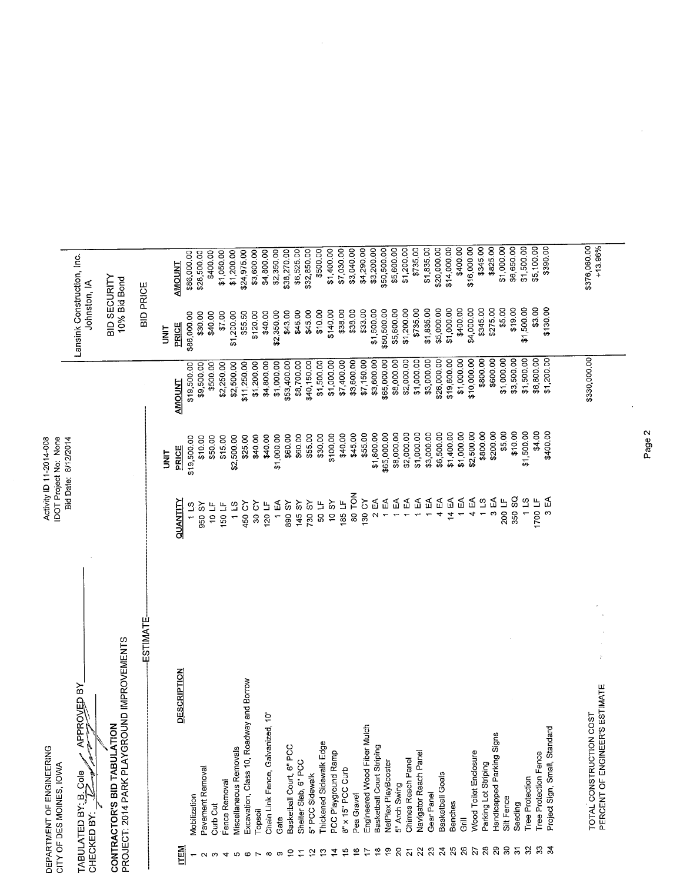DEPARTMENT OF ENGINEERING
CITY OF DES MOINES, IOWA

Activity ID 11-2014-008
IDOT Project No: None
Bid Date: 8/12/2014

TABULATED BY: B. Cole APPROVED BY
CHECKED BY:

**CONTRACTOR'S BID TABULATION**
PROJECT: 2014 PARK PLAYGROUND IMPROVEMENTS

| | | ESTIMATE | | | Lansink Construction, Inc. Johnston, IA BID SECURITY 10% Bid Bond BID PRICE | |
|---|---|---|---|---|---|---|
| ITEM | DESCRIPTION | QUANTITY | UNIT PRICE | AMOUNT | UNIT PRICE | AMOUNT |
| 1 | Mobilization | 1 LS | $19,500.00 | $19,500.00 | $86,000.00 | $86,000.00 |
| 2 | Pavement Removal | 950 SY | $10.00 | $9,500.00 | $30.00 | $28,500.00 |
| 3 | Curb Cut | 10 LF | $50.00 | $500.00 | $40.00 | $400.00 |
| 4 | Fence Removal | 150 LF | $15.00 | $2,250.00 | $7.00 | $1,050.00 |
| 5 | Miscellaneous Removals | 1 LS | $2,500.00 | $2,500.00 | $1,200.00 | $1,200.00 |
| 6 | Excavation, Class 10, Roadway and Borrow | 450 CY | $25.00 | $11,250.00 | $55.50 | $24,975.00 |
| 7 | Topsoil | 30 CY | $40.00 | $1,200.00 | $120.00 | $3,600.00 |
| 8 | Chain Link Fence, Galvanized, 10' | 120 LF | $40.00 | $4,800.00 | $40.00 | $4,800.00 |
| 9 | Gate | 1 EA | $1,000.00 | $1,000.00 | $2,350.00 | $2,350.00 |
| 10 | Basketball Court, 6" PCC | 890 SY | $60.00 | $53,400.00 | $43.00 | $38,270.00 |
| 11 | Shelter Slab, 6" PCC | 145 SY | $60.00 | $8,700.00 | $45.00 | $6,525.00 |
| 12 | 5" PCC Sidewalk | 730 SY | $55.00 | $40,150.00 | $45.00 | $32,850.00 |
| 13 | Thickened Sidewalk Edge | 50 LF | $30.00 | $1,500.00 | $10.00 | $500.00 |
| 14 | PCC Playground Ramp | 10 SY | $100.00 | $1,000.00 | $140.00 | $1,400.00 |
| 15 | 8" x 15" PCC Curb | 185 LF | $40.00 | $7,400.00 | $38.00 | $7,030.00 |
| 16 | Pea Gravel | 80 TON | $45.00 | $3,600.00 | $38.00 | $3,040.00 |
| 17 | Engineered Wood Fiber Mulch | 130 CY | $55.00 | $7,150.00 | $33.00 | $4,290.00 |
| 18 | Basketball Court Striping | 2 EA | $1,800.00 | $3,600.00 | $1,600.00 | $3,200.00 |
| 19 | NetPlex PlayBooster | 1 EA | $65,000.00 | $65,000.00 | $50,500.00 | $50,500.00 |
| 20 | 5" Arch Swing | 1 EA | $8,000.00 | $8,000.00 | $5,600.00 | $5,600.00 |
| 21 | Chimes Reach Panel | 1 EA | $2,000.00 | $2,000.00 | $1,200.00 | $1,200.00 |
| 22 | Navigator Reach Panel | 1 EA | $1,000.00 | $1,000.00 | $735.00 | $735.00 |
| 23 | Gear Panel | 1 EA | $3,000.00 | $3,000.00 | $1,835.00 | $1,835.00 |
| 24 | Basketball Goals | 4 EA | $6,500.00 | $26,000.00 | $5,000.00 | $20,000.00 |
| 25 | Benches | 14 EA | $1,400.00 | $19,600.00 | $1,000.00 | $14,000.00 |
| 26 | Grill | 1 EA | $1,000.00 | $1,000.00 | $400.00 | $400.00 |
| 27 | Wood Toilet Enclosure | 4 EA | $2,500.00 | $10,000.00 | $4,000.00 | $16,000.00 |
| 28 | Parking Lot Striping | 1 LS | $800.00 | $800.00 | $345.00 | $345.00 |
| 29 | Handicapped Parking Signs | 3 EA | $200.00 | $600.00 | $275.00 | $825.00 |
| 30 | Silt Fence | 200 LF | $5.00 | $1,000.00 | $5.00 | $1,000.00 |
| 31 | Seeding | 350 SQ | $10.00 | $3,500.00 | $19.00 | $6,650.00 |
| 32 | Tree Protection | 1 LS | $1,500.00 | $1,500.00 | $1,500.00 | $1,500.00 |
| 33 | Tree Protection Fence | 1700 LF | $4.00 | $6,800.00 | $3.00 | $5,100.00 |
| 34 | Project Sign, Small, Standard | 3 EA | $400.00 | $1,200.00 | $130.00 | $390.00 |
| | TOTAL CONSTRUCTION COST | | | $330,000.00 | | $376,060.00 |
| | PERCENT OF ENGINEER'S ESTIMATE | | | | | +13.96% |